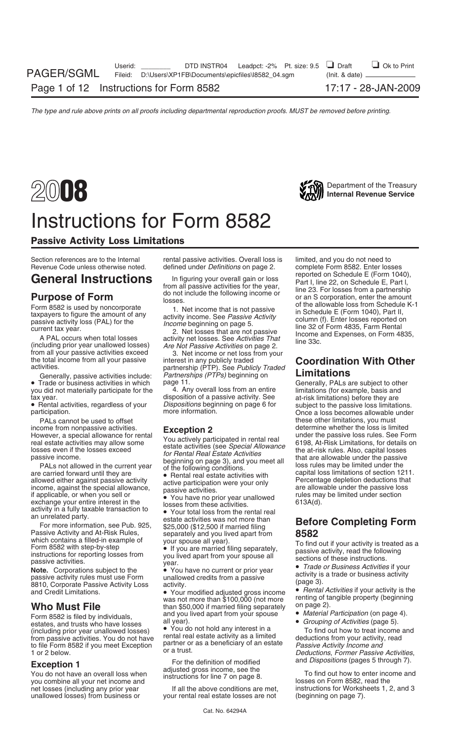# 2008 Instructions for Form 8582

Department of the Treasury
Internal Revenue Service

## Passive Activity Loss Limitations

Section references are to the Internal Revenue Code unless otherwise noted.

# General Instructions

## Purpose of Form

Form 8582 is used by noncorporate taxpayers to figure the amount of any passive activity loss (PAL) for the current tax year.

A PAL occurs when total losses (including prior year unallowed losses) from all your passive activities exceed the total income from all your passive activities.

Generally, passive activities include:

- Trade or business activities in which you did not materially participate for the tax year.
- Rental activities, regardless of your participation.

PALs cannot be used to offset income from nonpassive activities. However, a special allowance for rental real estate activities may allow some losses even if the losses exceed passive income.

PALs not allowed in the current year are carried forward until they are allowed either against passive activity income, against the special allowance, if applicable, or when you sell or exchange your entire interest in the activity in a fully taxable transaction to an unrelated party.

For more information, see Pub. 925, Passive Activity and At-Risk Rules, which contains a filled-in example of Form 8582 with step-by-step instructions for reporting losses from passive activities.

**Note.** Corporations subject to the passive activity rules must use Form 8810, Corporate Passive Activity Loss and Credit Limitations.

## Who Must File

Form 8582 is filed by individuals, estates, and trusts who have losses (including prior year unallowed losses) from passive activities. You do not have to file Form 8582 if you meet Exception 1 or 2 below.

### Exception 1

You do not have an overall loss when you combine all your net income and net losses (including any prior year unallowed losses) from business or rental passive activities. Overall loss is defined under *Definitions* on page 2.

In figuring your overall gain or loss from all passive activities for the year, do not include the following income or losses.

1. Net income that is not passive activity income. See *Passive Activity Income* beginning on page 5.
2. Net losses that are not passive activity net losses. See *Activities That Are Not Passive Activities* on page 2.
3. Net income or net loss from your interest in any publicly traded partnership (PTP). See *Publicly Traded Partnerships (PTPs)* beginning on page 11.
4. Any overall loss from an entire disposition of a passive activity. See *Dispositions* beginning on page 6 for more information.

### Exception 2

You actively participated in rental real estate activities (see *Special Allowance for Rental Real Estate Activities* beginning on page 3), and you meet all of the following conditions.

- Rental real estate activities with active participation were your only passive activities.
- You have no prior year unallowed losses from these activities.
- Your total loss from the rental real estate activities was not more than $25,000 ($12,500 if married filing separately and you lived apart from your spouse all year).
- If you are married filing separately, you lived apart from your spouse all year.
- You have no current or prior year unallowed credits from a passive activity.
- Your modified adjusted gross income was not more than $100,000 (not more than $50,000 if married filing separately and you lived apart from your spouse all year).
- You do not hold any interest in a rental real estate activity as a limited partner or as a beneficiary of an estate or a trust.

For the definition of modified adjusted gross income, see the instructions for line 7 on page 8.

If all the above conditions are met, your rental real estate losses are not limited, and you do not need to complete Form 8582. Enter losses reported on Schedule E (Form 1040), Part I, line 22, on Schedule E, Part I, line 23. For losses from a partnership or an S corporation, enter the amount of the allowable loss from Schedule K-1 in Schedule E (Form 1040), Part II, column (f). Enter losses reported on line 32 of Form 4835, Farm Rental Income and Expenses, on Form 4835, line 33c.

## Coordination With Other Limitations

Generally, PALs are subject to other limitations (for example, basis and at-risk limitations) before they are subject to the passive loss limitations. Once a loss becomes allowable under these other limitations, you must determine whether the loss is limited under the passive loss rules. See Form 6198, At-Risk Limitations, for details on the at-risk rules. Also, capital losses that are allowable under the passive loss rules may be limited under the capital loss limitations of section 1211. Percentage depletion deductions that are allowable under the passive loss rules may be limited under section 613A(d).

## Before Completing Form 8582

To find out if your activity is treated as a passive activity, read the following sections of these instructions.

- *Trade or Business Activities* if your activity is a trade or business activity (page 3).
- *Rental Activities* if your activity is the renting of tangible property (beginning on page 2).
- *Material Participation* (on page 4).
- *Grouping of Activities* (page 5).

To find out how to treat income and deductions from your activity, read *Passive Activity Income and Deductions*, *Former Passive Activities*, and *Dispositions* (pages 5 through 7).

To find out how to enter income and losses on Form 8582, read the instructions for Worksheets 1, 2, and 3 (beginning on page 7).

Cat. No. 64294A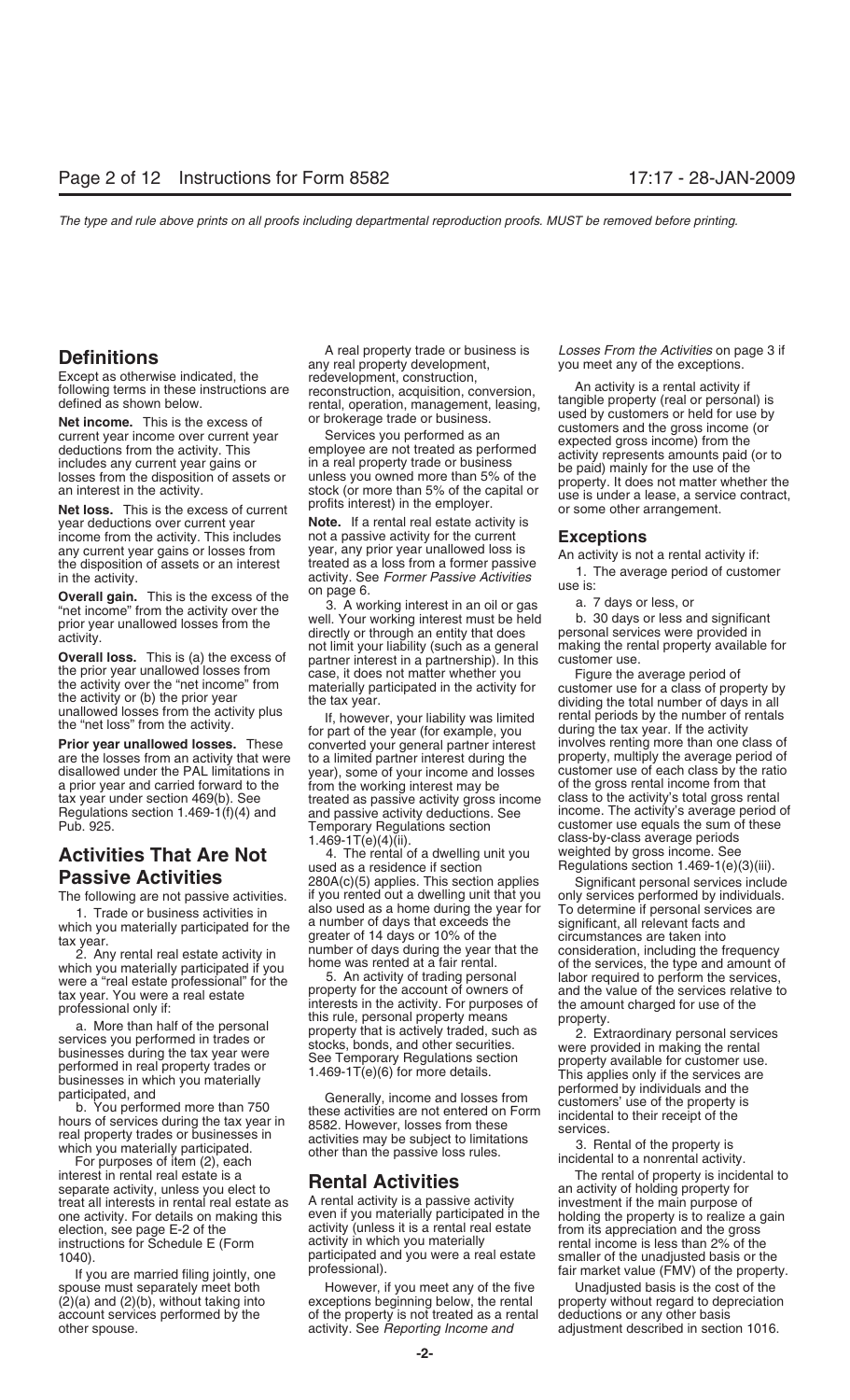## Definitions

Except as otherwise indicated, the following terms in these instructions are defined as shown below.

**Net income.** This is the excess of current year income over current year deductions from the activity. This includes any current year gains or losses from the disposition of assets or an interest in the activity.

**Net loss.** This is the excess of current year deductions over current year income from the activity. This includes any current year gains or losses from the disposition of assets or an interest in the activity.

**Overall gain.** This is the excess of the "net income" from the activity over the prior year unallowed losses from the activity.

**Overall loss.** This is (a) the excess of the prior year unallowed losses from the activity over the "net income" from the activity or (b) the prior year unallowed losses from the activity plus the "net loss" from the activity.

**Prior year unallowed losses.** These are the losses from an activity that were disallowed under the PAL limitations in a prior year and carried forward to the tax year under section 469(b). See Regulations section 1.469-1(f)(4) and Pub. 925.

## Activities That Are Not Passive Activities

The following are not passive activities.

1. Trade or business activities in which you materially participated for the tax year.

2. Any rental real estate activity in which you materially participated if you were a "real estate professional" for the tax year. You were a real estate professional only if:

a. More than half of the personal services you performed in trades or businesses during the tax year were performed in real property trades or businesses in which you materially participated, and

b. You performed more than 750 hours of services during the tax year in real property trades or businesses in which you materially participated.

For purposes of item (2), each interest in rental real estate is a separate activity, unless you elect to treat all interests in rental real estate as one activity. For details on making this election, see page E-2 of the instructions for Schedule E (Form 1040).

If you are married filing jointly, one spouse must separately meet both (2)(a) and (2)(b), without taking into account services performed by the other spouse.

A real property trade or business is any real property development, redevelopment, construction, reconstruction, acquisition, conversion, rental, operation, management, leasing, or brokerage trade or business.

Services you performed as an employee are not treated as performed in a real property trade or business unless you owned more than 5% of the stock (or more than 5% of the capital or profits interest) in the employer.

**Note.** If a rental real estate activity is not a passive activity for the current year, any prior year unallowed loss is treated as a loss from a former passive activity. See *Former Passive Activities* on page 6.

3. A working interest in an oil or gas well. Your working interest must be held directly or through an entity that does not limit your liability (such as a general partner interest in a partnership). In this case, it does not matter whether you materially participated in the activity for the tax year.

If, however, your liability was limited for part of the year (for example, you converted your general partner interest to a limited partner interest during the year), some of your income and losses from the working interest may be treated as passive activity gross income and passive activity deductions. See Temporary Regulations section 1.469-1T(e)(4)(ii).

4. The rental of a dwelling unit you used as a residence if section 280A(c)(5) applies. This section applies if you rented out a dwelling unit that you also used as a home during the year for a number of days that exceeds the greater of 14 days or 10% of the number of days during the year that the home was rented at a fair rental.

5. An activity of trading personal property for the account of owners of interests in the activity. For purposes of this rule, personal property means property that is actively traded, such as stocks, bonds, and other securities. See Temporary Regulations section 1.469-1T(e)(6) for more details.

Generally, income and losses from these activities are not entered on Form 8582. However, losses from these activities may be subject to limitations other than the passive loss rules.

## Rental Activities

A rental activity is a passive activity even if you materially participated in the activity (unless it is a rental real estate activity in which you materially participated and you were a real estate professional).

However, if you meet any of the five exceptions beginning below, the rental of the property is not treated as a rental activity. See *Reporting Income and Losses From the Activities* on page 3 if you meet any of the exceptions.

An activity is a rental activity if tangible property (real or personal) is used by customers or held for use by customers and the gross income (or expected gross income) from the activity represents amounts paid (or to be paid) mainly for the use of the property. It does not matter whether the use is under a lease, a service contract, or some other arrangement.

### Exceptions

An activity is not a rental activity if:

1. The average period of customer use is:

a. 7 days or less, or

b. 30 days or less and significant personal services were provided in making the rental property available for customer use.

Figure the average period of customer use for a class of property by dividing the total number of days in all rental periods by the number of rentals during the tax year. If the activity involves renting more than one class of property, multiply the average period of customer use of each class by the ratio of the gross rental income from that class to the activity's total gross rental income. The activity's average period of customer use equals the sum of these class-by-class average periods weighted by gross income. See Regulations section 1.469-1(e)(3)(iii).

Significant personal services include only services performed by individuals. To determine if personal services are significant, all relevant facts and circumstances are taken into consideration, including the frequency of the services, the type and amount of labor required to perform the services, and the value of the services relative to the amount charged for use of the property.

2. Extraordinary personal services were provided in making the rental property available for customer use. This applies only if the services are performed by individuals and the customers' use of the property is incidental to their receipt of the services.

3. Rental of the property is incidental to a nonrental activity.

The rental of property is incidental to an activity of holding property for investment if the main purpose of holding the property is to realize a gain from its appreciation and the gross rental income is less than 2% of the smaller of the unadjusted basis or the fair market value (FMV) of the property.

Unadjusted basis is the cost of the property without regard to depreciation deductions or any other basis adjustment described in section 1016.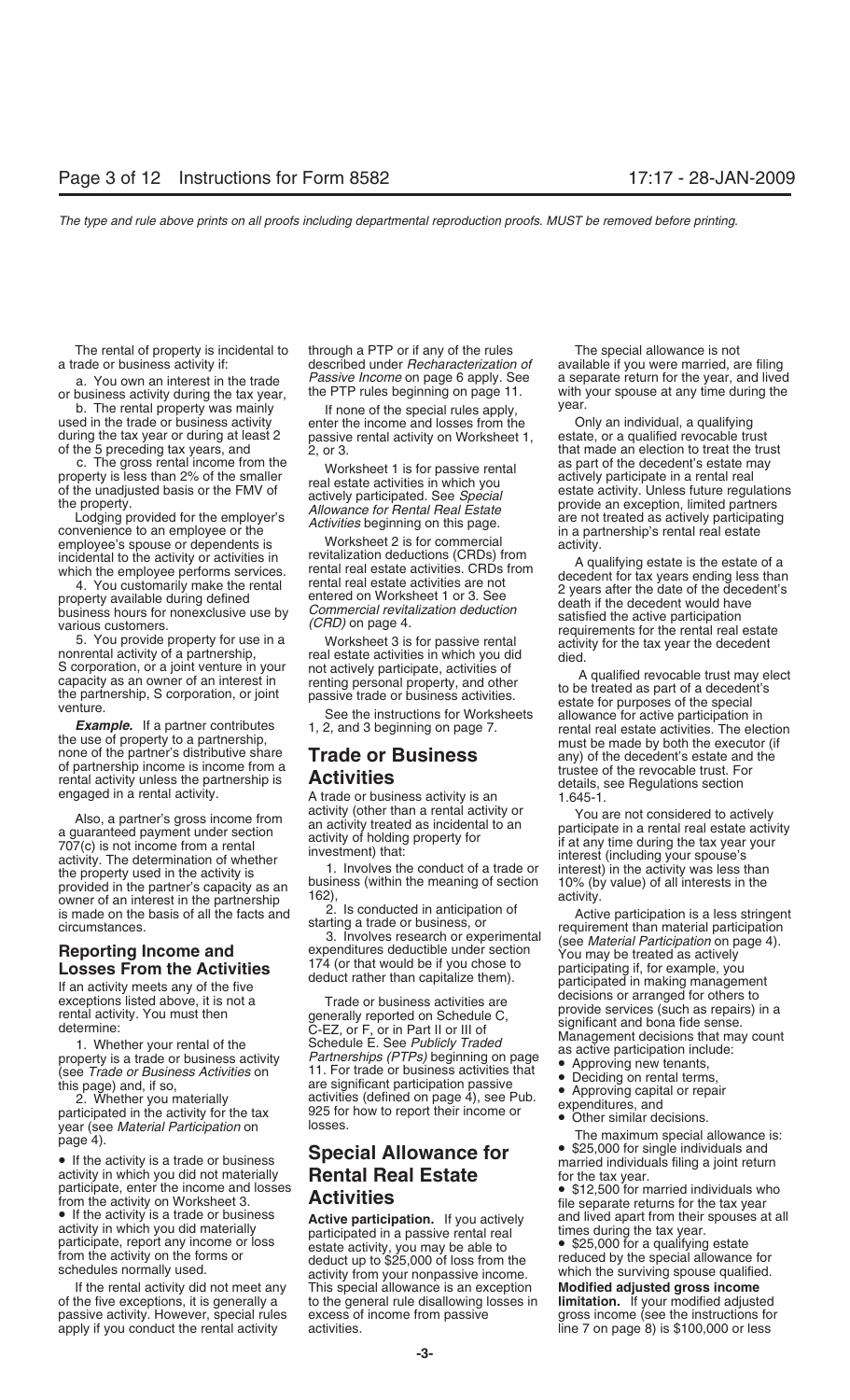The rental of property is incidental to a trade or business activity if:

a. You own an interest in the trade or business activity during the tax year,

b. The rental property was mainly used in the trade or business activity during the tax year or during at least 2 of the 5 preceding tax years, and

c. The gross rental income from the property is less than 2% of the smaller of the unadjusted basis or the FMV of the property.

Lodging provided for the employer's convenience to an employee or the employee's spouse or dependents is incidental to the activity or activities in which the employee performs services.

4. You customarily make the rental property available during defined business hours for nonexclusive use by various customers.

5. You provide property for use in a nonrental activity of a partnership, S corporation, or a joint venture in your capacity as an owner of an interest in the partnership, S corporation, or joint venture.

***Example.*** If a partner contributes the use of property to a partnership, none of the partner's distributive share of partnership income is income from a rental activity unless the partnership is engaged in a rental activity.

Also, a partner's gross income from a guaranteed payment under section 707(c) is not income from a rental activity. The determination of whether the property used in the activity is provided in the partner's capacity as an owner of an interest in the partnership is made on the basis of all the facts and circumstances.

## Reporting Income and Losses From the Activities

If an activity meets any of the five exceptions listed above, it is not a rental activity. You must then determine:

1. Whether your rental of the property is a trade or business activity (see *Trade or Business Activities* on this page) and, if so,

2. Whether you materially participated in the activity for the tax year (see *Material Participation* on page 4).

• If the activity is a trade or business activity in which you did not materially participate, enter the income and losses from the activity on Worksheet 3.

• If the activity is a trade or business activity in which you did materially participate, report any income or loss from the activity on the forms or schedules normally used.

If the rental activity did not meet any of the five exceptions, it is generally a passive activity. However, special rules apply if you conduct the rental activity through a PTP or if any of the rules described under *Recharacterization of Passive Income* on page 6 apply. See the PTP rules beginning on page 11.

If none of the special rules apply, enter the income and losses from the passive rental activity on Worksheet 1, 2, or 3.

Worksheet 1 is for passive rental real estate activities in which you actively participated. See *Special Allowance for Rental Real Estate Activities* beginning on this page.

Worksheet 2 is for commercial revitalization deductions (CRDs) from rental real estate activities. CRDs from rental real estate activities are not entered on Worksheet 1 or 3. See *Commercial revitalization deduction (CRD)* on page 4.

Worksheet 3 is for passive rental real estate activities in which you did not actively participate, activities of renting personal property, and other passive trade or business activities.

See the instructions for Worksheets 1, 2, and 3 beginning on page 7.

## Trade or Business Activities

A trade or business activity is an activity (other than a rental activity or an activity treated as incidental to an activity of holding property for investment) that:

1. Involves the conduct of a trade or business (within the meaning of section 162),

2. Is conducted in anticipation of starting a trade or business, or

3. Involves research or experimental expenditures deductible under section 174 (or that would be if you chose to deduct rather than capitalize them).

Trade or business activities are generally reported on Schedule C, C-EZ, or F, or in Part II or III of Schedule E. See *Publicly Traded Partnerships (PTPs)* beginning on page 11. For trade or business activities that are significant participation passive activities (defined on page 4), see Pub. 925 for how to report their income or losses.

## Special Allowance for Rental Real Estate Activities

**Active participation.** If you actively participated in a passive rental real estate activity, you may be able to deduct up to $25,000 of loss from the activity from your nonpassive income. This special allowance is an exception to the general rule disallowing losses in excess of income from passive activities.

The special allowance is not available if you were married, are filing a separate return for the year, and lived with your spouse at any time during the year.

Only an individual, a qualifying estate, or a qualified revocable trust that made an election to treat the trust as part of the decedent's estate may actively participate in a rental real estate activity. Unless future regulations provide an exception, limited partners are not treated as actively participating in a partnership's rental real estate activity.

A qualifying estate is the estate of a decedent for tax years ending less than 2 years after the date of the decedent's death if the decedent would have satisfied the active participation requirements for the rental real estate activity for the tax year the decedent died.

A qualified revocable trust may elect to be treated as part of a decedent's estate for purposes of the special allowance for active participation in rental real estate activities. The election must be made by both the executor (if any) of the decedent's estate and the trustee of the revocable trust. For details, see Regulations section 1.645-1.

You are not considered to actively participate in a rental real estate activity if at any time during the tax year your interest (including your spouse's interest) in the activity was less than 10% (by value) of all interests in the activity.

Active participation is a less stringent requirement than material participation (see *Material Participation* on page 4). You may be treated as actively participating if, for example, you participated in making management decisions or arranged for others to provide services (such as repairs) in a significant and bona fide sense. Management decisions that may count as active participation include:

• Approving new tenants,
• Deciding on rental terms,
• Approving capital or repair expenditures, and
• Other similar decisions.

The maximum special allowance is:

• $25,000 for single individuals and married individuals filing a joint return for the tax year.
• $12,500 for married individuals who file separate returns for the tax year and lived apart from their spouses at all times during the tax year.
• $25,000 for a qualifying estate reduced by the special allowance for which the surviving spouse qualified.

**Modified adjusted gross income limitation.** If your modified adjusted gross income (see the instructions for line 7 on page 8) is $100,000 or less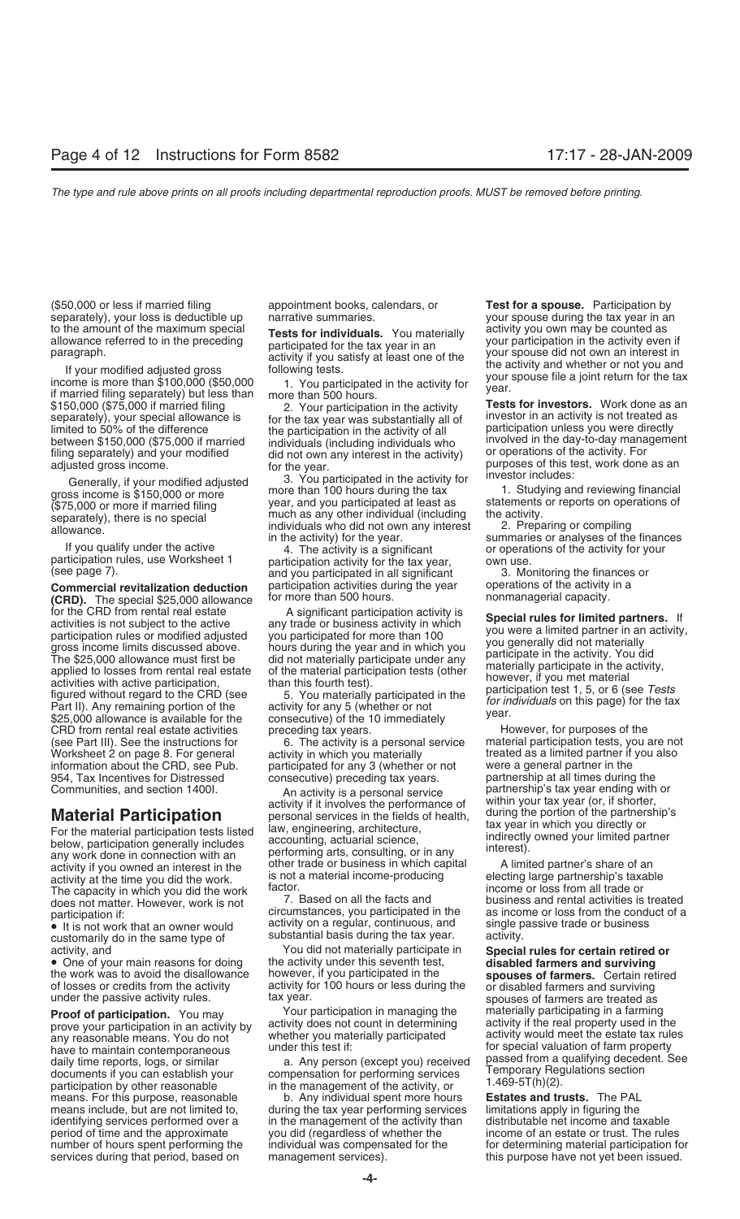($50,000 or less if married filing separately), your loss is deductible up to the amount of the maximum special allowance referred to in the preceding paragraph.

If your modified adjusted gross income is more than $100,000 ($50,000 if married filing separately) but less than $150,000 ($75,000 if married filing separately), your special allowance is limited to 50% of the difference between $150,000 ($75,000 if married filing separately) and your modified adjusted gross income.

Generally, if your modified adjusted gross income is $150,000 or more ($75,000 or more if married filing separately), there is no special allowance.

If you qualify under the active participation rules, use Worksheet 1 (see page 7).

**Commercial revitalization deduction (CRD).** The special $25,000 allowance for the CRD from rental real estate activities is not subject to the active participation rules or modified adjusted gross income limits discussed above. The $25,000 allowance must first be applied to losses from rental real estate activities with active participation, figured without regard to the CRD (see Part II). Any remaining portion of the $25,000 allowance is available for the CRD from rental real estate activities (see Part III). See the instructions for Worksheet 2 on page 8. For general information about the CRD, see Pub. 954, Tax Incentives for Distressed Communities, and section 1400I.

## Material Participation

For the material participation tests listed below, participation generally includes any work done in connection with an activity if you owned an interest in the activity at the time you did the work. The capacity in which you did the work does not matter. However, work is not participation if:

- It is not work that an owner would customarily do in the same type of activity, and
- One of your main reasons for doing the work was to avoid the disallowance of losses or credits from the activity under the passive activity rules.

**Proof of participation.** You may prove your participation in an activity by any reasonable means. You do not have to maintain contemporaneous daily time reports, logs, or similar documents if you can establish your participation by other reasonable means. For this purpose, reasonable means include, but are not limited to, identifying services performed over a period of time and the approximate number of hours spent performing the services during that period, based on appointment books, calendars, or narrative summaries.

**Tests for individuals.** You materially participated for the tax year in an activity if you satisfy at least one of the following tests.

1. You participated in the activity for more than 500 hours.

2. Your participation in the activity for the tax year was substantially all of the participation in the activity of all individuals (including individuals who did not own any interest in the activity) for the year.

3. You participated in the activity for more than 100 hours during the tax year, and you participated at least as much as any other individual (including individuals who did not own any interest in the activity) for the year.

4. The activity is a significant participation activity for the tax year, and you participated in all significant participation activities during the year for more than 500 hours.

A significant participation activity is any trade or business activity in which you participated for more than 100 hours during the year and in which you did not materially participate under any of the material participation tests (other than this fourth test).

5. You materially participated in the activity for any 5 (whether or not consecutive) of the 10 immediately preceding tax years.

6. The activity is a personal service activity in which you materially participated for any 3 (whether or not consecutive) preceding tax years.

An activity is a personal service activity if it involves the performance of personal services in the fields of health, law, engineering, architecture, accounting, actuarial science, performing arts, consulting, or in any other trade or business in which capital is not a material income-producing factor.

7. Based on all the facts and circumstances, you participated in the activity on a regular, continuous, and substantial basis during the tax year.

You did not materially participate in the activity under this seventh test, however, if you participated in the activity for 100 hours or less during the tax year.

Your participation in managing the activity does not count in determining whether you materially participated under this test if:

a. Any person (except you) received compensation for performing services in the management of the activity, or

b. Any individual spent more hours during the tax year performing services in the management of the activity than you did (regardless of whether the individual was compensated for the management services).

**Test for a spouse.** Participation by your spouse during the tax year in an activity you own may be counted as your participation in the activity even if your spouse did not own an interest in the activity and whether or not you and your spouse file a joint return for the tax year.

**Tests for investors.** Work done as an investor in an activity is not treated as participation unless you were directly involved in the day-to-day management or operations of the activity. For purposes of this test, work done as an investor includes:

1. Studying and reviewing financial statements or reports on operations of the activity.

2. Preparing or compiling summaries or analyses of the finances or operations of the activity for your own use.

3. Monitoring the finances or operations of the activity in a nonmanagerial capacity.

**Special rules for limited partners.** If you were a limited partner in an activity, you generally did not materially participate in the activity. You did materially participate in the activity, however, if you met material participation test 1, 5, or 6 (see *Tests for individuals* on this page) for the tax year.

However, for purposes of the material participation tests, you are not treated as a limited partner if you also were a general partner in the partnership at all times during the partnership's tax year ending with or within your tax year (or, if shorter, during the portion of the partnership's tax year in which you directly or indirectly owned your limited partner interest).

A limited partner's share of an electing large partnership's taxable income or loss from all trade or business and rental activities is treated as income or loss from the conduct of a single passive trade or business activity.

**Special rules for certain retired or disabled farmers and surviving spouses of farmers.** Certain retired or disabled farmers and surviving spouses of farmers are treated as materially participating in a farming activity if the real property used in the activity would meet the estate tax rules for special valuation of farm property passed from a qualifying decedent. See Temporary Regulations section 1.469-5T(h)(2).

**Estates and trusts.** The PAL limitations apply in figuring the distributable net income and taxable income of an estate or trust. The rules for determining material participation for this purpose have not yet been issued.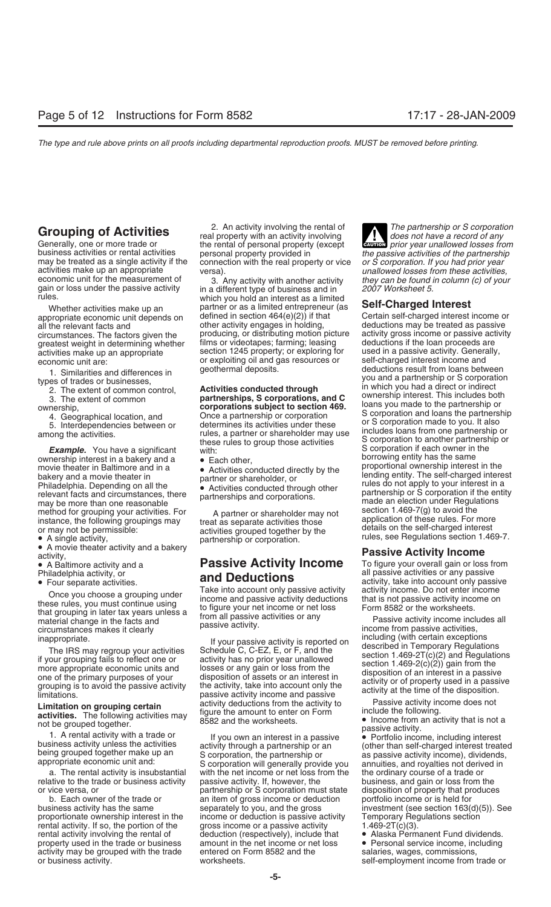## Grouping of Activities

Generally, one or more trade or business activities or rental activities may be treated as a single activity if the activities make up an appropriate economic unit for the measurement of gain or loss under the passive activity rules.

Whether activities make up an appropriate economic unit depends on all the relevant facts and circumstances. The factors given the greatest weight in determining whether activities make up an appropriate economic unit are:

1. Similarities and differences in types of trades or businesses,
2. The extent of common control,
3. The extent of common ownership,
4. Geographical location, and
5. Interdependencies between or among the activities.

***Example.*** You have a significant ownership interest in a bakery and a movie theater in Baltimore and in a bakery and a movie theater in Philadelphia. Depending on all the relevant facts and circumstances, there may be more than one reasonable method for grouping your activities. For instance, the following groupings may or may not be permissible:

- A single activity,
- A movie theater activity and a bakery activity,
- A Baltimore activity and a Philadelphia activity, or
- Four separate activities.

Once you choose a grouping under these rules, you must continue using that grouping in later tax years unless a material change in the facts and circumstances makes it clearly inappropriate.

The IRS may regroup your activities if your grouping fails to reflect one or more appropriate economic units and one of the primary purposes of your grouping is to avoid the passive activity limitations.

**Limitation on grouping certain activities.** The following activities may not be grouped together.

1. A rental activity with a trade or business activity unless the activities being grouped together make up an appropriate economic unit and:

a. The rental activity is insubstantial relative to the trade or business activity or vice versa, or

b. Each owner of the trade or business activity has the same proportionate ownership interest in the rental activity. If so, the portion of the rental activity involving the rental of property used in the trade or business activity may be grouped with the trade or business activity.

2. An activity involving the rental of real property with an activity involving the rental of personal property (except personal property provided in connection with the real property or vice versa).

3. Any activity with another activity in a different type of business and in which you hold an interest as a limited partner or as a limited entrepreneur (as defined in section 464(e)(2)) if that other activity engages in holding, producing, or distributing motion picture films or videotapes; farming; leasing section 1245 property; or exploring for or exploiting oil and gas resources or geothermal deposits.

**Activities conducted through partnerships, S corporations, and C corporations subject to section 469.** Once a partnership or corporation determines its activities under these rules, a partner or shareholder may use these rules to group those activities with:

- Each other,
- Activities conducted directly by the partner or shareholder, or
- Activities conducted through other partnerships and corporations.

A partner or shareholder may not treat as separate activities those activities grouped together by the partnership or corporation.

## Passive Activity Income and Deductions

Take into account only passive activity income and passive activity deductions to figure your net income or net loss from all passive activities or any passive activity.

If your passive activity is reported on Schedule C, C-EZ, E, or F, and the activity has no prior year unallowed losses or any gain or loss from the disposition of assets or an interest in the activity, take into account only the passive activity income and passive activity deductions from the activity to figure the amount to enter on Form 8582 and the worksheets.

If you own an interest in a passive activity through a partnership or an S corporation, the partnership or S corporation will generally provide you with the net income or net loss from the passive activity. If, however, the partnership or S corporation must state an item of gross income or deduction separately to you, and the gross income or deduction is passive activity gross income or a passive activity deduction (respectively), include that amount in the net income or net loss entered on Form 8582 and the worksheets.

**CAUTION:** *The partnership or S corporation does not have a record of any prior year unallowed losses from the passive activities of the partnership or S corporation. If you had prior year unallowed losses from these activities, they can be found in column (c) of your 2007 Worksheet 5.*

## Self-Charged Interest

Certain self-charged interest income or deductions may be treated as passive activity gross income or passive activity deductions if the loan proceeds are used in a passive activity. Generally, self-charged interest income and deductions result from loans between you and a partnership or S corporation in which you had a direct or indirect ownership interest. This includes both loans you made to the partnership or S corporation and loans the partnership or S corporation made to you. It also includes loans from one partnership or S corporation to another partnership or S corporation if each owner in the borrowing entity has the same proportional ownership interest in the lending entity. The self-charged interest rules do not apply to your interest in a partnership or S corporation if the entity made an election under Regulations section 1.469-7(g) to avoid the application of these rules. For more details on the self-charged interest rules, see Regulations section 1.469-7.

## Passive Activity Income

To figure your overall gain or loss from all passive activities or any passive activity, take into account only passive activity income. Do not enter income that is not passive activity income on Form 8582 or the worksheets.

Passive activity income includes all income from passive activities, including (with certain exceptions described in Temporary Regulations section 1.469-2T(c)(2) and Regulations section 1.469-2(c)(2)) gain from the disposition of an interest in a passive activity or of property used in a passive activity at the time of the disposition.

Passive activity income does not include the following.

- Income from an activity that is not a passive activity.
- Portfolio income, including interest (other than self-charged interest treated as passive activity income), dividends, annuities, and royalties not derived in the ordinary course of a trade or business, and gain or loss from the disposition of property that produces portfolio income or is held for investment (see section 163(d)(5)). See Temporary Regulations section 1.469-2T(c)(3).
- Alaska Permanent Fund dividends.
- Personal service income, including salaries, wages, commissions, self-employment income from trade or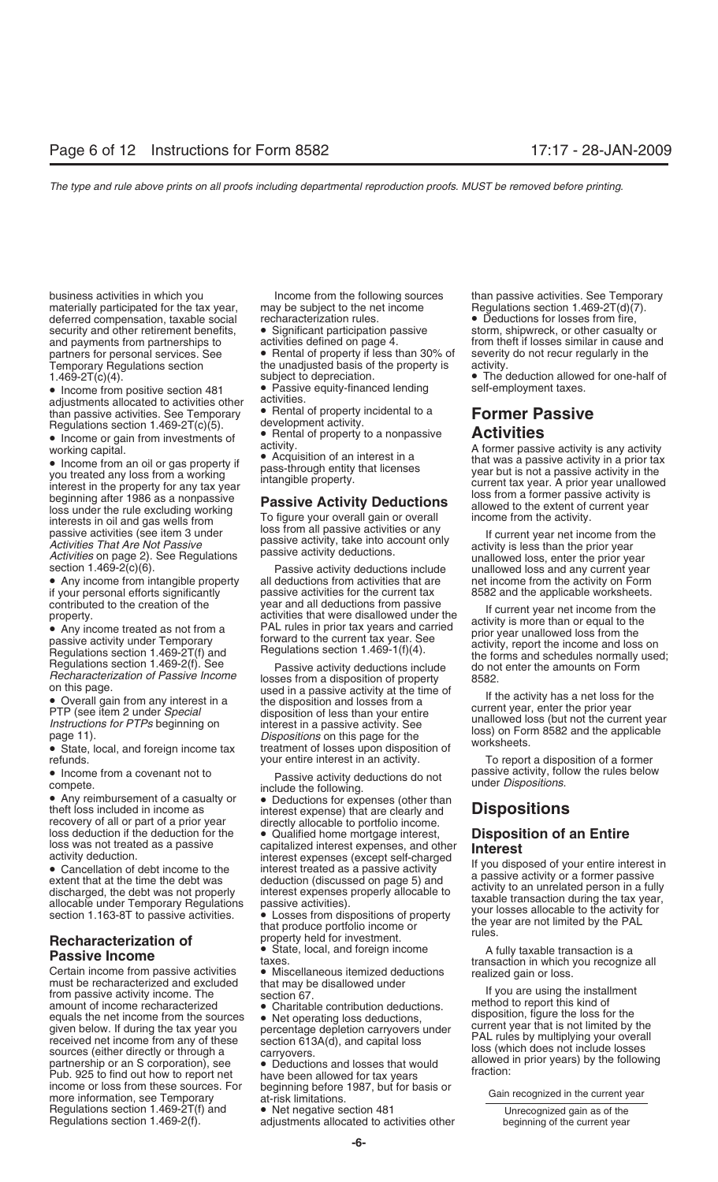business activities in which you materially participated for the tax year, deferred compensation, taxable social security and other retirement benefits, and payments from partnerships to partners for personal services. See Temporary Regulations section 1.469-2T(c)(4).

- Income from positive section 481 adjustments allocated to activities other than passive activities. See Temporary Regulations section 1.469-2T(c)(5).
- Income or gain from investments of working capital.
- Income from an oil or gas property if you treated any loss from a working interest in the property for any tax year beginning after 1986 as a nonpassive loss under the rule excluding working interests in oil and gas wells from passive activities (see item 3 under *Activities That Are Not Passive Activities* on page 2). See Regulations section 1.469-2(c)(6).
- Any income from intangible property if your personal efforts significantly contributed to the creation of the property.
- Any income treated as not from a passive activity under Temporary Regulations section 1.469-2T(f) and Regulations section 1.469-2(f). See *Recharacterization of Passive Income* on this page.
- Overall gain from any interest in a PTP (see item 2 under *Special Instructions for PTPs* beginning on page 11).
- State, local, and foreign income tax refunds.
- Income from a covenant not to compete.
- Any reimbursement of a casualty or theft loss included in income as recovery of all or part of a prior year loss deduction if the deduction for the loss was not treated as a passive activity deduction.
- Cancellation of debt income to the extent that at the time the debt was discharged, the debt was not properly allocable under Temporary Regulations section 1.163-8T to passive activities.

## Recharacterization of Passive Income

Certain income from passive activities must be recharacterized and excluded from passive activity income. The amount of income recharacterized equals the net income from the sources given below. If during the tax year you received net income from any of these sources (either directly or through a partnership or an S corporation), see Pub. 925 to find out how to report net income or loss from these sources. For more information, see Temporary Regulations section 1.469-2T(f) and Regulations section 1.469-2(f).

Income from the following sources may be subject to the net income recharacterization rules.

- Significant participation passive activities defined on page 4.
- Rental of property if less than 30% of the unadjusted basis of the property is subject to depreciation.
- Passive equity-financed lending activities.
- Rental of property incidental to a development activity.
- Rental of property to a nonpassive activity.
- Acquisition of an interest in a pass-through entity that licenses intangible property.

## Passive Activity Deductions

To figure your overall gain or overall loss from all passive activities or any passive activity, take into account only passive activity deductions.

Passive activity deductions include all deductions from activities that are passive activities for the current tax year and all deductions from passive activities that were disallowed under the PAL rules in prior tax years and carried forward to the current tax year. See Regulations section 1.469-1(f)(4).

Passive activity deductions include losses from a disposition of property used in a passive activity at the time of the disposition and losses from a disposition of less than your entire interest in a passive activity. See *Dispositions* on this page for the treatment of losses upon disposition of your entire interest in an activity.

Passive activity deductions do not include the following.

- Deductions for expenses (other than interest expense) that are clearly and directly allocable to portfolio income.
- Qualified home mortgage interest, capitalized interest expenses, and other interest expenses (except self-charged interest treated as a passive activity deduction (discussed on page 5) and interest expenses properly allocable to passive activities).
- Losses from dispositions of property that produce portfolio income or property held for investment.
- State, local, and foreign income taxes.
- Miscellaneous itemized deductions that may be disallowed under section 67.
- Charitable contribution deductions.
- Net operating loss deductions, percentage depletion carryovers under section 613A(d), and capital loss carryovers.
- Deductions and losses that would have been allowed for tax years beginning before 1987, but for basis or at-risk limitations.
- Net negative section 481 adjustments allocated to activities other than passive activities. See Temporary Regulations section 1.469-2T(d)(7).
- Deductions for losses from fire, storm, shipwreck, or other casualty or from theft if losses similar in cause and severity do not recur regularly in the activity.
- The deduction allowed for one-half of self-employment taxes.

## Former Passive Activities

A former passive activity is any activity that was a passive activity in a prior tax year but is not a passive activity in the current tax year. A prior year unallowed loss from a former passive activity is allowed to the extent of current year income from the activity.

If current year net income from the activity is less than the prior year unallowed loss, enter the prior year unallowed loss and any current year net income from the activity on Form 8582 and the applicable worksheets.

If current year net income from the activity is more than or equal to the prior year unallowed loss from the activity, report the income and loss on the forms and schedules normally used; do not enter the amounts on Form 8582.

If the activity has a net loss for the current year, enter the prior year unallowed loss (but not the current year loss) on Form 8582 and the applicable worksheets.

To report a disposition of a former passive activity, follow the rules below under *Dispositions*.

## Dispositions

### Disposition of an Entire Interest

If you disposed of your entire interest in a passive activity or a former passive activity to an unrelated person in a fully taxable transaction during the tax year, your losses allocable to the activity for the year are not limited by the PAL rules.

A fully taxable transaction is a transaction in which you recognize all realized gain or loss.

If you are using the installment method to report this kind of disposition, figure the loss for the current year that is not limited by the PAL rules by multiplying your overall loss (which does not include losses allowed in prior years) by the following fraction:

$$\frac{\text{Gain recognized in the current year}}{\text{Unrecognized gain as of the beginning of the current year}}$$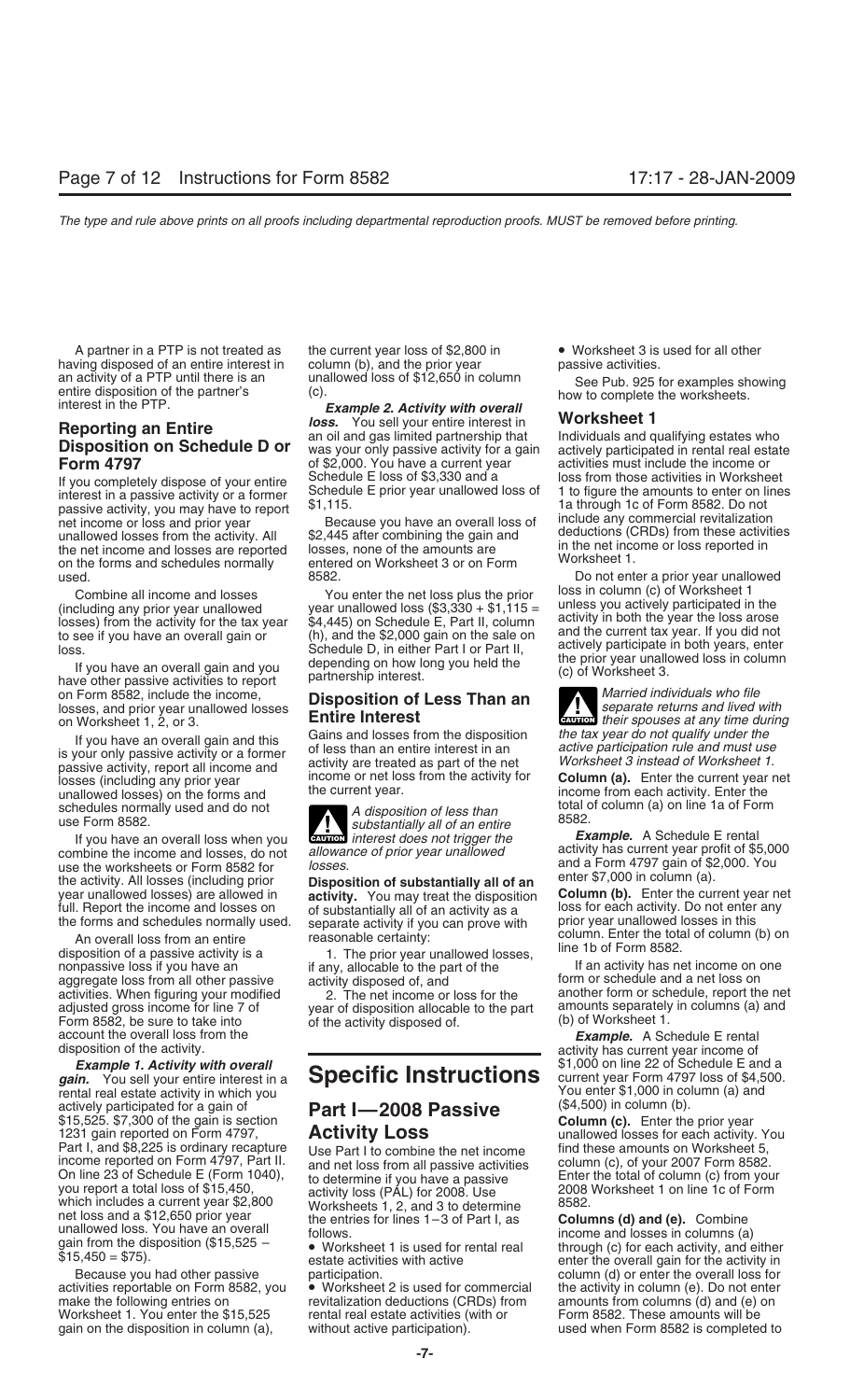A partner in a PTP is not treated as having disposed of an entire interest in an activity of a PTP until there is an entire disposition of the partner's interest in the PTP.

## Reporting an Entire Disposition on Schedule D or Form 4797

If you completely dispose of your entire interest in a passive activity or a former passive activity, you may have to report net income or loss and prior year unallowed losses from the activity. All the net income and losses are reported on the forms and schedules normally used.

Combine all income and losses (including any prior year unallowed losses) from the activity for the tax year to see if you have an overall gain or loss.

If you have an overall gain and you have other passive activities to report on Form 8582, include the income, losses, and prior year unallowed losses on Worksheet 1, 2, or 3.

If you have an overall gain and this is your only passive activity or a former passive activity, report all income and losses (including any prior year unallowed losses) on the forms and schedules normally used and do not use Form 8582.

If you have an overall loss when you combine the income and losses, do not use the worksheets or Form 8582 for the activity. All losses (including prior year unallowed losses) are allowed in full. Report the income and losses on the forms and schedules normally used.

An overall loss from an entire disposition of a passive activity is a nonpassive loss if you have an aggregate loss from all other passive activities. When figuring your modified adjusted gross income for line 7 of Form 8582, be sure to take into account the overall loss from the disposition of the activity.

***Example 1. Activity with overall gain.*** You sell your entire interest in a rental real estate activity in which you actively participated for a gain of $15,525. $7,300 of the gain is section 1231 gain reported on Form 4797, Part I, and $8,225 is ordinary recapture income reported on Form 4797, Part II. On line 23 of Schedule E (Form 1040), you report a total loss of $15,450, which includes a current year $2,800 net loss and a $12,650 prior year unallowed loss. You have an overall gain from the disposition ($15,525 − $15,450 = $75).

Because you had other passive activities reportable on Form 8582, you make the following entries on Worksheet 1. You enter the $15,525 gain on the disposition in column (a), the current year loss of $2,800 in column (b), and the prior year unallowed loss of $12,650 in column (c).

***Example 2. Activity with overall loss.*** You sell your entire interest in an oil and gas limited partnership that was your only passive activity for a gain of $2,000. You have a current year Schedule E loss of $3,330 and a Schedule E prior year unallowed loss of $1,115.

Because you have an overall loss of $2,445 after combining the gain and losses, none of the amounts are entered on Worksheet 3 or on Form 8582.

You enter the net loss plus the prior year unallowed loss ($3,330 + $1,115 = $4,445) on Schedule E, Part II, column (h), and the $2,000 gain on the sale on Schedule D, in either Part I or Part II, depending on how long you held the partnership interest.

## Disposition of Less Than an Entire Interest

Gains and losses from the disposition of less than an entire interest in an activity are treated as part of the net income or net loss from the activity for the current year.

**CAUTION:** *A disposition of less than substantially all of an entire interest does not trigger the allowance of prior year unallowed losses.*

**Disposition of substantially all of an activity.** You may treat the disposition of substantially all of an activity as a separate activity if you can prove with reasonable certainty:

1. The prior year unallowed losses, if any, allocable to the part of the activity disposed of, and
2. The net income or loss for the year of disposition allocable to the part of the activity disposed of.

# Specific Instructions

## Part I—2008 Passive Activity Loss

Use Part I to combine the net income and net loss from all passive activities to determine if you have a passive activity loss (PAL) for 2008. Use Worksheets 1, 2, and 3 to determine the entries for lines 1–3 of Part I, as follows.

- Worksheet 1 is used for rental real estate activities with active participation.
- Worksheet 2 is used for commercial revitalization deductions (CRDs) from rental real estate activities (with or without active participation).
- Worksheet 3 is used for all other passive activities.

See Pub. 925 for examples showing how to complete the worksheets.

### Worksheet 1

Individuals and qualifying estates who actively participated in rental real estate activities must include the income or loss from those activities in Worksheet 1 to figure the amounts to enter on lines 1a through 1c of Form 8582. Do not include any commercial revitalization deductions (CRDs) from these activities in the net income or loss reported in Worksheet 1.

Do not enter a prior year unallowed loss in column (c) of Worksheet 1 unless you actively participated in the activity in both the year the loss arose and the current tax year. If you did not actively participate in both years, enter the prior year unallowed loss in column (c) of Worksheet 3.

**CAUTION:** *Married individuals who file separate returns and lived with their spouses at any time during the tax year do not qualify under the active participation rule and must use Worksheet 3 instead of Worksheet 1.*

**Column (a).** Enter the current year net income from each activity. Enter the total of column (a) on line 1a of Form 8582.

***Example.*** A Schedule E rental activity has current year profit of $5,000 and a Form 4797 gain of $2,000. You enter $7,000 in column (a).

**Column (b).** Enter the current year net loss for each activity. Do not enter any prior year unallowed losses in this column. Enter the total of column (b) on line 1b of Form 8582.

If an activity has net income on one form or schedule and a net loss on another form or schedule, report the net amounts separately in columns (a) and (b) of Worksheet 1.

***Example.*** A Schedule E rental activity has current year income of $1,000 on line 22 of Schedule E and a current year Form 4797 loss of $4,500. You enter $1,000 in column (a) and ($4,500) in column (b).

**Column (c).** Enter the prior year unallowed losses for each activity. You find these amounts on Worksheet 5, column (c), of your 2007 Form 8582. Enter the total of column (c) from your 2008 Worksheet 1 on line 1c of Form 8582.

**Columns (d) and (e).** Combine income and losses in columns (a) through (c) for each activity, and either enter the overall gain for the activity in column (d) or enter the overall loss for the activity in column (e). Do not enter amounts from columns (d) and (e) on Form 8582. These amounts will be used when Form 8582 is completed to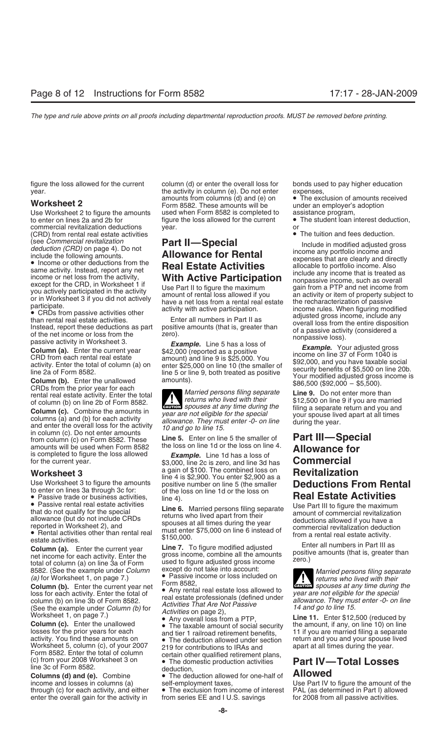figure the loss allowed for the current year.

### Worksheet 2

Use Worksheet 2 to figure the amounts to enter on lines 2a and 2b for commercial revitalization deductions (CRD) from rental real estate activities (see *Commercial revitalization deduction (CRD)* on page 4). Do not include the following amounts.

- Income or other deductions from the same activity. Instead, report any net income or net loss from the activity, except for the CRD, in Worksheet 1 if you actively participated in the activity or in Worksheet 3 if you did not actively participate.
- CRDs from passive activities other than rental real estate activities. Instead, report these deductions as part of the net income or loss from the passive activity in Worksheet 3.

**Column (a).** Enter the current year CRD from each rental real estate activity. Enter the total of column (a) on line 2a of Form 8582.

**Column (b).** Enter the unallowed CRDs from the prior year for each rental real estate activity. Enter the total of column (b) on line 2b of Form 8582.

**Column (c).** Combine the amounts in columns (a) and (b) for each activity and enter the overall loss for the activity in column (c). Do not enter amounts from column (c) on Form 8582. These amounts will be used when Form 8582 is completed to figure the loss allowed for the current year.

### Worksheet 3

Use Worksheet 3 to figure the amounts to enter on lines 3a through 3c for:

- Passive trade or business activities,
- Passive rental real estate activities that do not qualify for the special allowance (but do not include CRDs reported in Worksheet 2), and
- Rental activities other than rental real estate activities.

**Column (a).** Enter the current year net income for each activity. Enter the total of column (a) on line 3a of Form 8582. (See the example under *Column (a)* for Worksheet 1, on page 7.)

**Column (b).** Enter the current year net loss for each activity. Enter the total of column (b) on line 3b of Form 8582. (See the example under *Column (b)* for Worksheet 1, on page 7.)

**Column (c).** Enter the unallowed losses for the prior years for each activity. You find these amounts on Worksheet 5, column (c), of your 2007 Form 8582. Enter the total of column (c) from your 2008 Worksheet 3 on line 3c of Form 8582.

**Columns (d) and (e).** Combine income and losses in columns (a) through (c) for each activity, and either enter the overall gain for the activity in column (d) or enter the overall loss for the activity in column (e). Do not enter amounts from columns (d) and (e) on Form 8582. These amounts will be used when Form 8582 is completed to figure the loss allowed for the current year.

## Part II—Special Allowance for Rental Real Estate Activities With Active Participation

Use Part II to figure the maximum amount of rental loss allowed if you have a net loss from a rental real estate activity with active participation.

Enter all numbers in Part II as positive amounts (that is, greater than zero).

***Example.*** Line 5 has a loss of $42,000 (reported as a positive amount) and line 9 is $25,000. You enter $25,000 on line 10 (the smaller of line 5 or line 9, both treated as positive amounts).

> **CAUTION:** *Married persons filing separate returns who lived with their spouses at any time during the year are not eligible for the special allowance. They must enter -0- on line 10 and go to line 15.*

**Line 5.** Enter on line 5 the smaller of the loss on line 1d or the loss on line 4.

***Example.*** Line 1d has a loss of $3,000, line 2c is zero, and line 3d has a gain of $100. The combined loss on line 4 is $2,900. You enter $2,900 as a positive number on line 5 (the smaller of the loss on line 1d or the loss on line 4).

**Line 6.** Married persons filing separate returns who lived apart from their spouses at all times during the year must enter $75,000 on line 6 instead of $150,000.

**Line 7.** To figure modified adjusted gross income, combine all the amounts used to figure adjusted gross income except do not take into account:

- Passive income or loss included on Form 8582,
- Any rental real estate loss allowed to real estate professionals (defined under *Activities That Are Not Passive Activities* on page 2),
- Any overall loss from a PTP,
- The taxable amount of social security and tier 1 railroad retirement benefits,
- The deduction allowed under section 219 for contributions to IRAs and certain other qualified retirement plans,
- The domestic production activities deduction,
- The deduction allowed for one-half of self-employment taxes,
- The exclusion from income of interest from series EE and I U.S. savings bonds used to pay higher education expenses,
- The exclusion of amounts received under an employer's adoption assistance program,
- The student loan interest deduction, or
- The tuition and fees deduction.

Include in modified adjusted gross income any portfolio income and expenses that are clearly and directly allocable to portfolio income. Also include any income that is treated as nonpassive income, such as overall gain from a PTP and net income from an activity or item of property subject to the recharacterization of passive income rules. When figuring modified adjusted gross income, include any overall loss from the entire disposition of a passive activity (considered a nonpassive loss).

***Example.*** Your adjusted gross income on line 37 of Form 1040 is $92,000, and you have taxable social security benefits of $5,500 on line 20b. Your modified adjusted gross income is $86,500 ($92,000 − $5,500).

**Line 9.** Do not enter more than $12,500 on line 9 if you are married filing a separate return and you and your spouse lived apart at all times during the year.

## Part III—Special Allowance for Commercial Revitalization Deductions From Rental Real Estate Activities

Use Part III to figure the maximum amount of commercial revitalization deductions allowed if you have a commercial revitalization deduction from a rental real estate activity.

Enter all numbers in Part III as positive amounts (that is, greater than zero.)

> **CAUTION:** *Married persons filing separate returns who lived with their spouses at any time during the year are not eligible for the special allowance. They must enter -0- on line 14 and go to line 15.*

**Line 11.** Enter $12,500 (reduced by the amount, if any, on line 10) on line 11 if you are married filing a separate return and you and your spouse lived apart at all times during the year.

## Part IV—Total Losses Allowed

Use Part IV to figure the amount of the PAL (as determined in Part I) allowed for 2008 from all passive activities.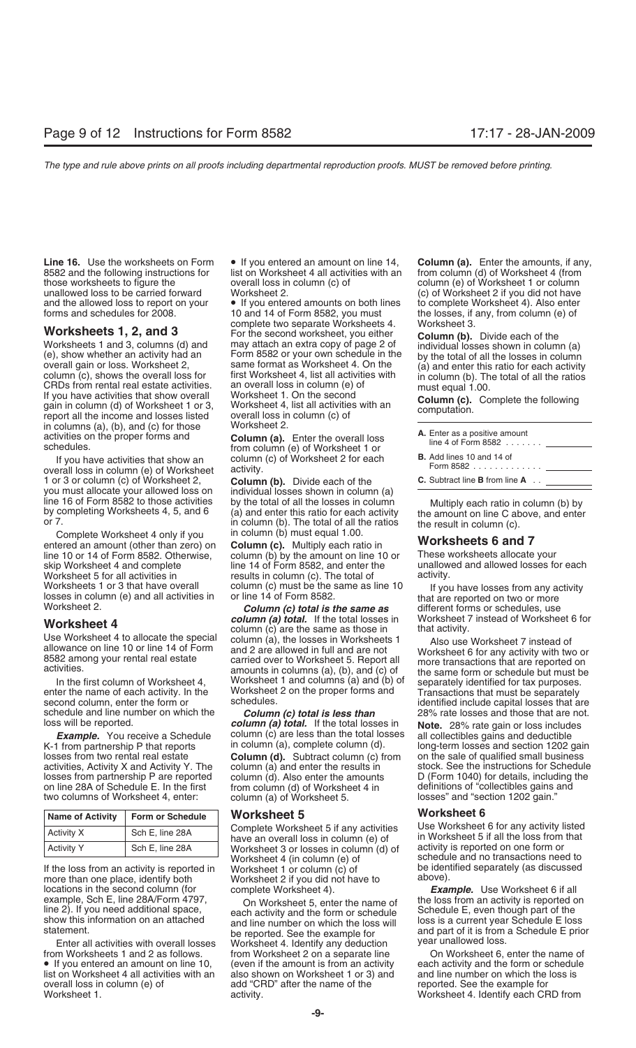The type and rule above prints on all proofs including departmental reproduction proofs. MUST be removed before printing.

**Line 16.** Use the worksheets on Form 8582 and the following instructions for those worksheets to figure the unallowed loss to be carried forward and the allowed loss to report on your forms and schedules for 2008.

## Worksheets 1, 2, and 3

Worksheets 1 and 3, columns (d) and (e), show whether an activity had an overall gain or loss. Worksheet 2, column (c), shows the overall loss for CRDs from rental real estate activities. If you have activities that show overall gain in column (d) of Worksheet 1 or 3, report all the income and losses listed in columns (a), (b), and (c) for those activities on the proper forms and schedules.

If you have activities that show an overall loss in column (e) of Worksheet 1 or 3 or column (c) of Worksheet 2, you must allocate your allowed loss on line 16 of Form 8582 to those activities by completing Worksheets 4, 5, and 6 or 7.

Complete Worksheet 4 only if you entered an amount (other than zero) on line 10 or 14 of Form 8582. Otherwise, skip Worksheet 4 and complete Worksheet 5 for all activities in Worksheets 1 or 3 that have overall losses in column (e) and all activities in Worksheet 2.

## Worksheet 4

Use Worksheet 4 to allocate the special allowance on line 10 or line 14 of Form 8582 among your rental real estate activities.

In the first column of Worksheet 4, enter the name of each activity. In the second column, enter the form or schedule and line number on which the loss will be reported.

***Example.*** You receive a Schedule K-1 from partnership P that reports losses from two rental real estate activities, Activity X and Activity Y. The losses from partnership P are reported on line 28A of Schedule E. In the first two columns of Worksheet 4, enter:

| Name of Activity | Form or Schedule |
|---|---|
| Activity X | Sch E, line 28A |
| Activity Y | Sch E, line 28A |

If the loss from an activity is reported in more than one place, identify both locations in the second column (for example, Sch E, line 28A/Form 4797, line 2). If you need additional space, show this information on an attached statement.

Enter all activities with overall losses from Worksheets 1 and 2 as follows.

- If you entered an amount on line 10, list on Worksheet 4 all activities with an overall loss in column (e) of Worksheet 1.
- If you entered an amount on line 14, list on Worksheet 4 all activities with an overall loss in column (c) of Worksheet 2.
- If you entered amounts on both lines 10 and 14 of Form 8582, you must complete two separate Worksheets 4. For the second worksheet, you either may attach an extra copy of page 2 of Form 8582 or your own schedule in the same format as Worksheet 4. On the first Worksheet 4, list all activities with an overall loss in column (e) of Worksheet 1. On the second Worksheet 4, list all activities with an overall loss in column (c) of Worksheet 2.

**Column (a).** Enter the overall loss from column (e) of Worksheet 1 or column (c) of Worksheet 2 for each activity.

**Column (b).** Divide each of the individual losses shown in column (a) by the total of all the losses in column (a) and enter this ratio for each activity in column (b). The total of all the ratios in column (b) must equal 1.00.

**Column (c).** Multiply each ratio in column (b) by the amount on line 10 or line 14 of Form 8582, and enter the results in column (c). The total of column (c) must be the same as line 10 or line 14 of Form 8582.

***Column (c) total is the same as column (a) total.*** If the total losses in column (c) are the same as those in column (a), the losses in Worksheets 1 and 2 are allowed in full and are not carried over to Worksheet 5. Report all amounts in columns (a), (b), and (c) of Worksheet 1 and columns (a) and (b) of Worksheet 2 on the proper forms and schedules.

***Column (c) total is less than column (a) total.*** If the total losses in column (c) are less than the total losses in column (a), complete column (d).

**Column (d).** Subtract column (c) from column (a) and enter the results in column (d). Also enter the amounts from column (d) of Worksheet 4 in column (a) of Worksheet 5.

## Worksheet 5

Complete Worksheet 5 if any activities have an overall loss in column (e) of Worksheet 3 or losses in column (d) of Worksheet 4 (in column (e) of Worksheet 1 or column (c) of Worksheet 2 if you did not have to complete Worksheet 4).

On Worksheet 5, enter the name of each activity and the form or schedule and line number on which the loss will be reported. See the example for Worksheet 4. Identify any deduction from Worksheet 2 on a separate line (even if the amount is from an activity also shown on Worksheet 1 or 3) and add "CRD" after the name of the activity.

**Column (a).** Enter the amounts, if any, from column (d) of Worksheet 4 (from column (e) of Worksheet 1 or column (c) of Worksheet 2 if you did not have to complete Worksheet 4). Also enter the losses, if any, from column (e) of Worksheet 3.

**Column (b).** Divide each of the individual losses shown in column (a) by the total of all the losses in column (a) and enter this ratio for each activity in column (b). The total of all the ratios must equal 1.00.

**Column (c).** Complete the following computation.

| | |
|---|---|
| **A.** Enter as a positive amount line 4 of Form 8582 . . . . . . . | |
| **B.** Add lines 10 and 14 of Form 8582 . . . . . . . . . . . . | |
| **C.** Subtract line **B** from line **A** . . | |

Multiply each ratio in column (b) by the amount on line C above, and enter the result in column (c).

## Worksheets 6 and 7

These worksheets allocate your unallowed and allowed losses for each activity.

If you have losses from any activity that are reported on two or more different forms or schedules, use Worksheet 7 instead of Worksheet 6 for that activity.

Also use Worksheet 7 instead of Worksheet 6 for any activity with two or more transactions that are reported on the same form or schedule but must be separately identified for tax purposes. Transactions that must be separately identified include capital losses that are 28% rate losses and those that are not.

**Note.** 28% rate gain or loss includes all collectibles gains and deductible long-term losses and section 1202 gain on the sale of qualified small business stock. See the instructions for Schedule D (Form 1040) for details, including the definitions of "collectibles gains and losses" and "section 1202 gain."

## Worksheet 6

Use Worksheet 6 for any activity listed in Worksheet 5 if all the loss from that activity is reported on one form or schedule and no transactions need to be identified separately (as discussed above).

***Example.*** Use Worksheet 6 if all the loss from an activity is reported on Schedule E, even though part of the loss is a current year Schedule E loss and part of it is from a Schedule E prior year unallowed loss.

On Worksheet 6, enter the name of each activity and the form or schedule and line number on which the loss is reported. See the example for Worksheet 4. Identify each CRD from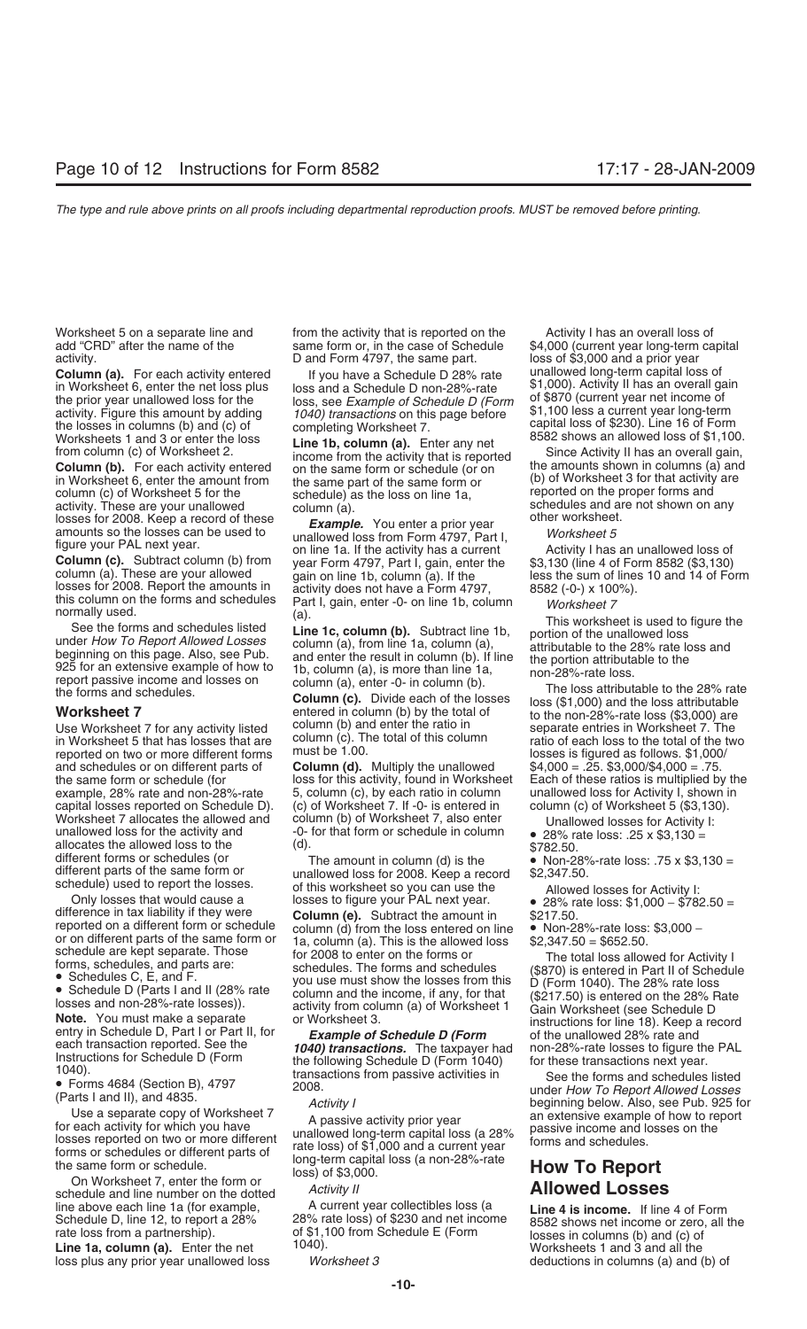Worksheet 5 on a separate line and add "CRD" after the name of the activity.

**Column (a).** For each activity entered in Worksheet 6, enter the net loss plus the prior year unallowed loss for the activity. Figure this amount by adding the losses in columns (b) and (c) of Worksheets 1 and 3 or enter the loss from column (c) of Worksheet 2.

**Column (b).** For each activity entered in Worksheet 6, enter the amount from column (c) of Worksheet 5 for the activity. These are your unallowed losses for 2008. Keep a record of these amounts so the losses can be used to figure your PAL next year.

**Column (c).** Subtract column (b) from column (a). These are your allowed losses for 2008. Report the amounts in this column on the forms and schedules normally used.

See the forms and schedules listed under *How To Report Allowed Losses* beginning on this page. Also, see Pub. 925 for an extensive example of how to report passive income and losses on the forms and schedules.

## Worksheet 7

Use Worksheet 7 for any activity listed in Worksheet 5 that has losses that are reported on two or more different forms and schedules or on different parts of the same form or schedule (for example, 28% rate and non-28%-rate capital losses reported on Schedule D). Worksheet 7 allocates the allowed and unallowed loss for the activity and allocates the allowed loss to the different forms or schedules (or different parts of the same form or schedule) used to report the losses.

Only losses that would cause a difference in tax liability if they were reported on a different form or schedule or on different parts of the same form or schedule are kept separate. Those forms, schedules, and parts are:

- Schedules C, E, and F.
- Schedule D (Parts I and II (28% rate losses and non-28%-rate losses)).

**Note.** You must make a separate entry in Schedule D, Part I or Part II, for each transaction reported. See the Instructions for Schedule D (Form 1040).

- Forms 4684 (Section B), 4797 (Parts I and II), and 4835.

Use a separate copy of Worksheet 7 for each activity for which you have losses reported on two or more different forms or schedules or different parts of the same form or schedule.

On Worksheet 7, enter the form or schedule and line number on the dotted line above each line 1a (for example, Schedule D, line 12, to report a 28% rate loss from a partnership).

**Line 1a, column (a).** Enter the net loss plus any prior year unallowed loss from the activity that is reported on the same form or, in the case of Schedule D and Form 4797, the same part.

If you have a Schedule D 28% rate loss and a Schedule D non-28%-rate loss, see *Example of Schedule D (Form 1040) transactions* on this page before completing Worksheet 7.

**Line 1b, column (a).** Enter any net income from the activity that is reported on the same form or schedule (or on the same part of the same form or schedule) as the loss on line 1a, column (a).

***Example.*** You enter a prior year unallowed loss from Form 4797, Part I, on line 1a. If the activity has a current year Form 4797, Part I, gain, enter the gain on line 1b, column (a). If the activity does not have a Form 4797, Part I, gain, enter -0- on line 1b, column (a).

**Line 1c, column (b).** Subtract line 1b, column (a), from line 1a, column (a), and enter the result in column (b). If line 1b, column (a), is more than line 1a, column (a), enter -0- in column (b).

**Column (c).** Divide each of the losses entered in column (b) by the total of column (b) and enter the ratio in column (c). The total of this column must be 1.00.

**Column (d).** Multiply the unallowed loss for this activity, found in Worksheet 5, column (c), by each ratio in column (c) of Worksheet 7. If -0- is entered in column (b) of Worksheet 7, also enter -0- for that form or schedule in column (d).

The amount in column (d) is the unallowed loss for 2008. Keep a record of this worksheet so you can use the losses to figure your PAL next year.

**Column (e).** Subtract the amount in column (d) from the loss entered on line 1a, column (a). This is the allowed loss for 2008 to enter on the forms or schedules. The forms and schedules you use must show the losses from this column and the income, if any, for that activity from column (a) of Worksheet 1 or Worksheet 3.

***Example of Schedule D (Form 1040) transactions.*** The taxpayer had the following Schedule D (Form 1040) transactions from passive activities in 2008.

*Activity I*

A passive activity prior year unallowed long-term capital loss (a 28% rate loss) of $1,000 and a current year long-term capital loss (a non-28%-rate loss) of $3,000.

*Activity II*

A current year collectibles loss (a 28% rate loss) of $230 and net income of $1,100 from Schedule E (Form 1040).

*Worksheet 3*

Activity I has an overall loss of $4,000 (current year long-term capital loss of $3,000 and a prior year unallowed long-term capital loss of $1,000). Activity II has an overall gain of $870 (current year net income of $1,100 less a current year long-term capital loss of $230). Line 16 of Form 8582 shows an allowed loss of $1,100.

Since Activity II has an overall gain, the amounts shown in columns (a) and (b) of Worksheet 3 for that activity are reported on the proper forms and schedules and are not shown on any other worksheet.

*Worksheet 5*

Activity I has an unallowed loss of $3,130 (line 4 of Form 8582 ($3,130) less the sum of lines 10 and 14 of Form 8582 (-0-) x 100%).

*Worksheet 7*

This worksheet is used to figure the portion of the unallowed loss attributable to the 28% rate loss and the portion attributable to the non-28%-rate loss.

The loss attributable to the 28% rate loss ($1,000) and the loss attributable to the non-28%-rate loss ($3,000) are separate entries in Worksheet 7. The ratio of each loss to the total of the two losses is figured as follows. $1,000/ $4,000 = .25. $3,000/$4,000 = .75. Each of these ratios is multiplied by the unallowed loss for Activity I, shown in column (c) of Worksheet 5 ($3,130).

Unallowed losses for Activity I:

- 28% rate loss: .25 x $3,130 = $782.50.
- Non-28%-rate loss: .75 x $3,130 = $2,347.50.

Allowed losses for Activity I:

- 28% rate loss: $1,000 – $782.50 = $217.50.
- Non-28%-rate loss: $3,000 – $2,347.50 = $652.50.

The total loss allowed for Activity I ($870) is entered in Part II of Schedule D (Form 1040). The 28% rate loss ($217.50) is entered on the 28% Rate Gain Worksheet (see Schedule D instructions for line 18). Keep a record of the unallowed 28% rate and non-28%-rate losses to figure the PAL for these transactions next year.

See the forms and schedules listed under *How To Report Allowed Losses* beginning below. Also, see Pub. 925 for an extensive example of how to report passive income and losses on the forms and schedules.

# How To Report Allowed Losses

**Line 4 is income.** If line 4 of Form 8582 shows net income or zero, all the losses in columns (b) and (c) of Worksheets 1 and 3 and all the deductions in columns (a) and (b) of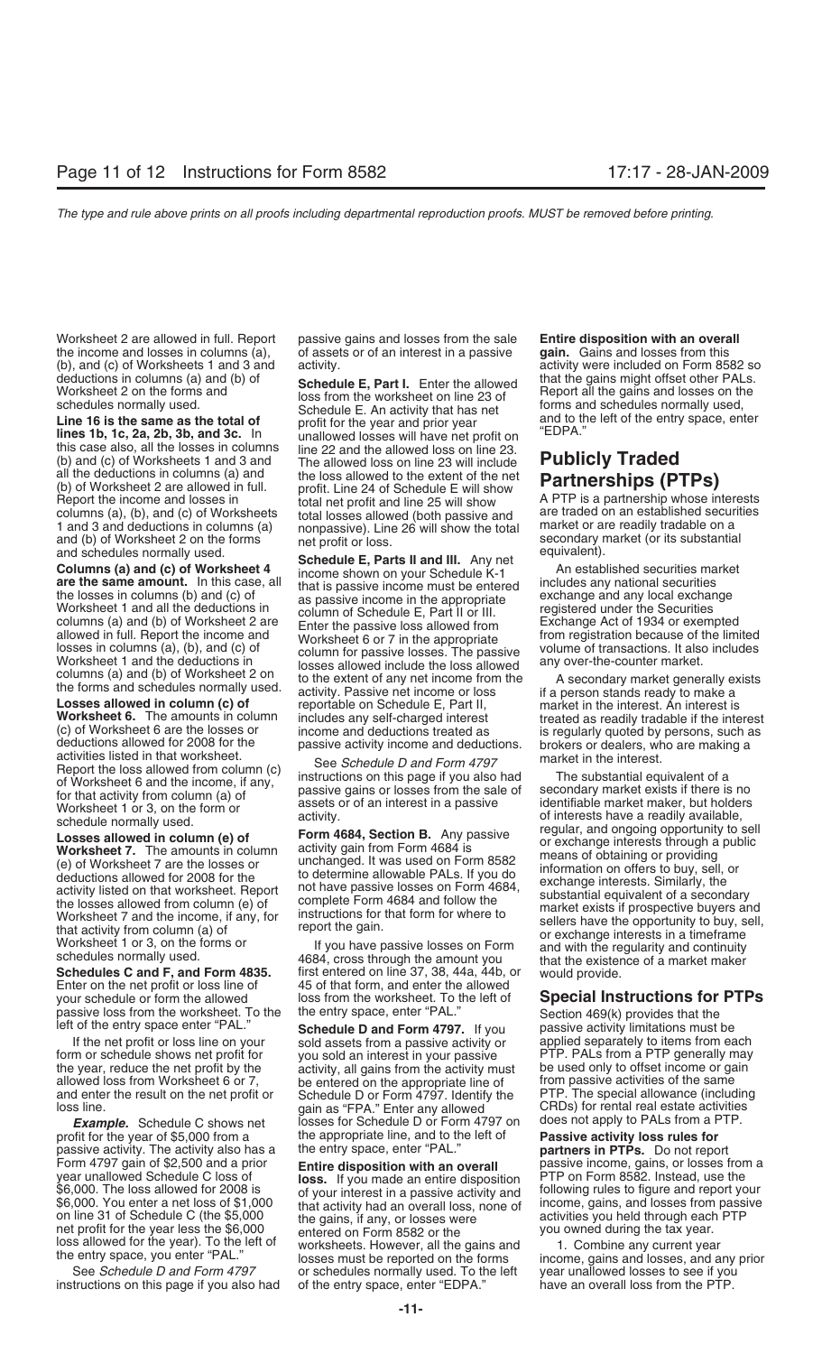Worksheet 2 are allowed in full. Report the income and losses in columns (a), (b), and (c) of Worksheets 1 and 3 and deductions in columns (a) and (b) of Worksheet 2 on the forms and schedules normally used.

**Line 16 is the same as the total of lines 1b, 1c, 2a, 2b, 3b, and 3c.** In this case also, all the losses in columns (b) and (c) of Worksheets 1 and 3 and all the deductions in columns (a) and (b) of Worksheet 2 are allowed in full. Report the income and losses in columns (a), (b), and (c) of Worksheets 1 and 3 and deductions in columns (a) and (b) of Worksheet 2 on the forms and schedules normally used.

**Columns (a) and (c) of Worksheet 4 are the same amount.** In this case, all the losses in columns (b) and (c) of Worksheet 1 and all the deductions in columns (a) and (b) of Worksheet 2 are allowed in full. Report the income and losses in columns (a), (b), and (c) of Worksheet 1 and the deductions in columns (a) and (b) of Worksheet 2 on the forms and schedules normally used.

**Losses allowed in column (c) of Worksheet 6.** The amounts in column (c) of Worksheet 6 are the losses or deductions allowed for 2008 for the activities listed in that worksheet. Report the loss allowed from column (c) of Worksheet 6 and the income, if any, for that activity from column (a) of Worksheet 1 or 3, on the form or schedule normally used.

**Losses allowed in column (e) of Worksheet 7.** The amounts in column (e) of Worksheet 7 are the losses or deductions allowed for 2008 for the activity listed on that worksheet. Report the losses allowed from column (e) of Worksheet 7 and the income, if any, for that activity from column (a) of Worksheet 1 or 3, on the forms or schedules normally used.

**Schedules C and F, and Form 4835.** Enter on the net profit or loss line of your schedule or form the allowed passive loss from the worksheet. To the left of the entry space enter "PAL."

If the net profit or loss line on your form or schedule shows net profit for the year, reduce the net profit by the allowed loss from Worksheet 6 or 7, and enter the result on the net profit or loss line.

***Example.*** Schedule C shows net profit for the year of $5,000 from a passive activity. The activity also has a Form 4797 gain of $2,500 and a prior year unallowed Schedule C loss of $6,000. The loss allowed for 2008 is $6,000. You enter a net loss of $1,000 on line 31 of Schedule C (the $5,000 net profit for the year less the $6,000 loss allowed for the year). To the left of the entry space, you enter "PAL."

See *Schedule D and Form 4797* instructions on this page if you also had passive gains and losses from the sale of assets or of an interest in a passive activity.

**Schedule E, Part I.** Enter the allowed loss from the worksheet on line 23 of Schedule E. That activity that has net profit for the year and prior year unallowed losses will have net profit on line 22 and the allowed loss on line 23. The allowed loss on line 23 will include the loss allowed to the extent of the net profit. Line 24 of Schedule E will show total net profit and line 25 will show total losses allowed (both passive and nonpassive). Line 26 will show the total net profit or loss.

**Schedule E, Parts II and III.** Any net income shown on your Schedule K-1 that is passive income must be entered as passive income in the appropriate column of Schedule E, Part II or III. Enter the passive loss allowed from Worksheet 6 or 7 in the appropriate column for passive losses. The passive losses allowed include the loss allowed to the extent of any net income from the activity. Passive net income or loss reportable on Schedule E, Part II, includes any self-charged interest income and deductions treated as passive activity income and deductions.

See *Schedule D and Form 4797* instructions on this page if you also had passive gains or losses from the sale of assets or of an interest in a passive activity.

**Form 4684, Section B.** Any passive activity gain from Form 4684 is unchanged. It was used on Form 8582 to determine allowable PALs. If you do not have passive losses on Form 4684, complete Form 4684 and follow the instructions for that form for where to report the gain.

If you have passive losses on Form 4684, cross through the amount you first entered on line 37, 38, 44a, 44b, or 45 of that form, and enter the allowed loss from the worksheet. To the left of the entry space, enter "PAL."

**Schedule D and Form 4797.** If you sold assets from a passive activity or you sold an interest in your passive activity, all gains from the activity must be entered on the appropriate line of Schedule D or Form 4797. Identify the gain as "FPA." Enter any allowed losses for Schedule D or Form 4797 on the appropriate line, and to the left of the entry space, enter "PAL."

**Entire disposition with an overall loss.** If you made an entire disposition of your interest in a passive activity and that activity had an overall loss, none of the gains, if any, or losses were entered on Form 8582 or the worksheets. However, all the gains and losses must be reported on the forms or schedules normally used. To the left of the entry space, enter "EDPA."

**Entire disposition with an overall gain.** Gains and losses from this activity were included on Form 8582 so that the gains might offset other PALs. Report all the gains and losses on the forms and schedules normally used, and to the left of the entry space, enter "EDPA."

# Publicly Traded Partnerships (PTPs)

A PTP is a partnership whose interests are traded on an established securities market or are readily tradable on a secondary market (or its substantial equivalent).

An established securities market includes any national securities exchange and any local exchange registered under the Securities Exchange Act of 1934 or exempted from registration because of the limited volume of transactions. It also includes any over-the-counter market.

A secondary market generally exists if a person stands ready to make a market in the interest. An interest is treated as readily tradable if the interest is regularly quoted by persons, such as brokers or dealers, who are making a market in the interest.

The substantial equivalent of a secondary market exists if there is no identifiable market maker, but holders of interests have a readily available, regular, and ongoing opportunity to sell or exchange interests through a public means of obtaining or providing information on offers to buy, sell, or exchange interests. Similarly, the substantial equivalent of a secondary market exists if prospective buyers and sellers have the opportunity to buy, sell, or exchange interests in a timeframe and with the regularity and continuity that the existence of a market maker would provide.

## Special Instructions for PTPs

Section 469(k) provides that the passive activity limitations must be applied separately to items from each PTP. PALs from a PTP generally may be used only to offset income or gain from passive activities of the same PTP. The special allowance (including CRDs) for rental real estate activities does not apply to PALs from a PTP.

**Passive activity loss rules for partners in PTPs.** Do not report passive income, gains, or losses from a PTP on Form 8582. Instead, use the following rules to figure and report your income, gains, and losses from passive activities you held through each PTP you owned during the tax year.

1. Combine any current year income, gains and losses, and any prior year unallowed losses to see if you have an overall loss from the PTP.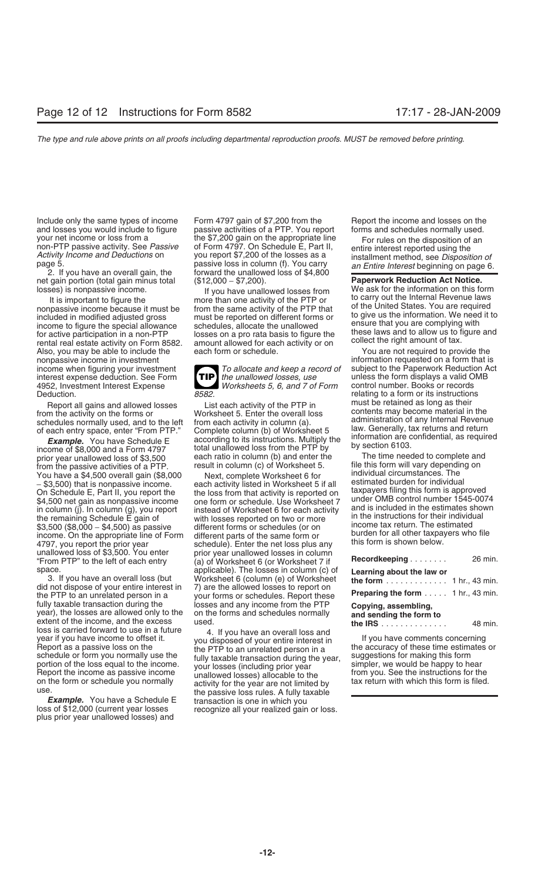Include only the same types of income and losses you would include to figure your net income or loss from a non-PTP passive activity. See *Passive Activity Income and Deductions* on page 5.

2. If you have an overall gain, the net gain portion (total gain minus total losses) is nonpassive income.

It is important to figure the nonpassive income because it must be included in modified adjusted gross income to figure the special allowance for active participation in a non-PTP rental real estate activity on Form 8582. Also, you may be able to include the nonpassive income in investment income when figuring your investment interest expense deduction. See Form 4952, Investment Interest Expense Deduction.

Report all gains and allowed losses from the activity on the forms or schedules normally used, and to the left of each entry space, enter "From PTP."

**Example.** You have Schedule E income of $8,000 and a Form 4797 prior year unallowed loss of $3,500 from the passive activities of a PTP. You have a $4,500 overall gain ($8,000 − $3,500) that is nonpassive income. On Schedule E, Part II, you report the $4,500 net gain as nonpassive income in column (j). In column (g), you report the remaining Schedule E gain of $3,500 ($8,000 − $4,500) as passive income. On the appropriate line of Form 4797, you report the prior year unallowed loss of $3,500. You enter "From PTP" to the left of each entry space.

3. If you have an overall loss (but did not dispose of your entire interest in the PTP to an unrelated person in a fully taxable transaction during the year), the losses are allowed only to the extent of the income, and the excess loss is carried forward to use in a future year if you have income to offset it. Report as a passive loss on the schedule or form you normally use the portion of the loss equal to the income. Report the income as passive income on the form or schedule you normally use.

**Example.** You have a Schedule E loss of $12,000 (current year losses plus prior year unallowed losses) and Form 4797 gain of $7,200 from the passive activities of a PTP. You report the $7,200 gain on the appropriate line of Form 4797. On Schedule E, Part II, you report $7,200 of the losses as a passive loss in column (f). You carry forward the unallowed loss of $4,800 ($12,000 − $7,200).

If you have unallowed losses from more than one activity of the PTP or from the same activity of the PTP that must be reported on different forms or schedules, allocate the unallowed losses on a pro rata basis to figure the amount allowed for each activity or on each form or schedule.

**TIP** *To allocate and keep a record of the unallowed losses, use Worksheets 5, 6, and 7 of Form 8582.*

List each activity of the PTP in Worksheet 5. Enter the overall loss from each activity in column (a). Complete column (b) of Worksheet 5 according to its instructions. Multiply the total unallowed loss from the PTP by each ratio in column (b) and enter the result in column (c) of Worksheet 5.

Next, complete Worksheet 6 for each activity listed in Worksheet 5 if all the loss from that activity is reported on one form or schedule. Use Worksheet 7 instead of Worksheet 6 for each activity with losses reported on two or more different forms or schedules (or on different parts of the same form or schedule). Enter the net loss plus any prior year unallowed losses in column (a) of Worksheet 6 (or Worksheet 7 if applicable). The losses in column (c) of Worksheet 6 (column (e) of Worksheet 7) are the allowed losses to report on your forms or schedules. Report these losses and any income from the PTP on the forms and schedules normally used.

4. If you have an overall loss and you disposed of your entire interest in the PTP to an unrelated person in a fully taxable transaction during the year, your losses (including prior year unallowed losses) allocable to the activity for the year are not limited by the passive loss rules. A fully taxable transaction is one in which you recognize all your realized gain or loss. Report the income and losses on the forms and schedules normally used.

For rules on the disposition of an entire interest reported using the installment method, see *Disposition of an Entire Interest* beginning on page 6.

## Paperwork Reduction Act Notice.

We ask for the information on this form to carry out the Internal Revenue laws of the United States. You are required to give us the information. We need it to ensure that you are complying with these laws and to allow us to figure and collect the right amount of tax.

You are not required to provide the information requested on a form that is subject to the Paperwork Reduction Act unless the form displays a valid OMB control number. Books or records relating to a form or its instructions must be retained as long as their contents may become material in the administration of any Internal Revenue law. Generally, tax returns and return information are confidential, as required by section 6103.

The time needed to complete and file this form will vary depending on individual circumstances. The estimated burden for individual taxpayers filing this form is approved under OMB control number 1545-0074 and is included in the estimates shown in the instructions for their individual income tax return. The estimated burden for all other taxpayers who file this form is shown below.

| | |
|---|---|
| **Recordkeeping** | 26 min. |
| **Learning about the law or the form** | 1 hr., 43 min. |
| **Preparing the form** | 1 hr., 43 min. |
| **Copying, assembling, and sending the form to the IRS** | 48 min. |

If you have comments concerning the accuracy of these time estimates or suggestions for making this form simpler, we would be happy to hear from you. See the instructions for the tax return with which this form is filed.